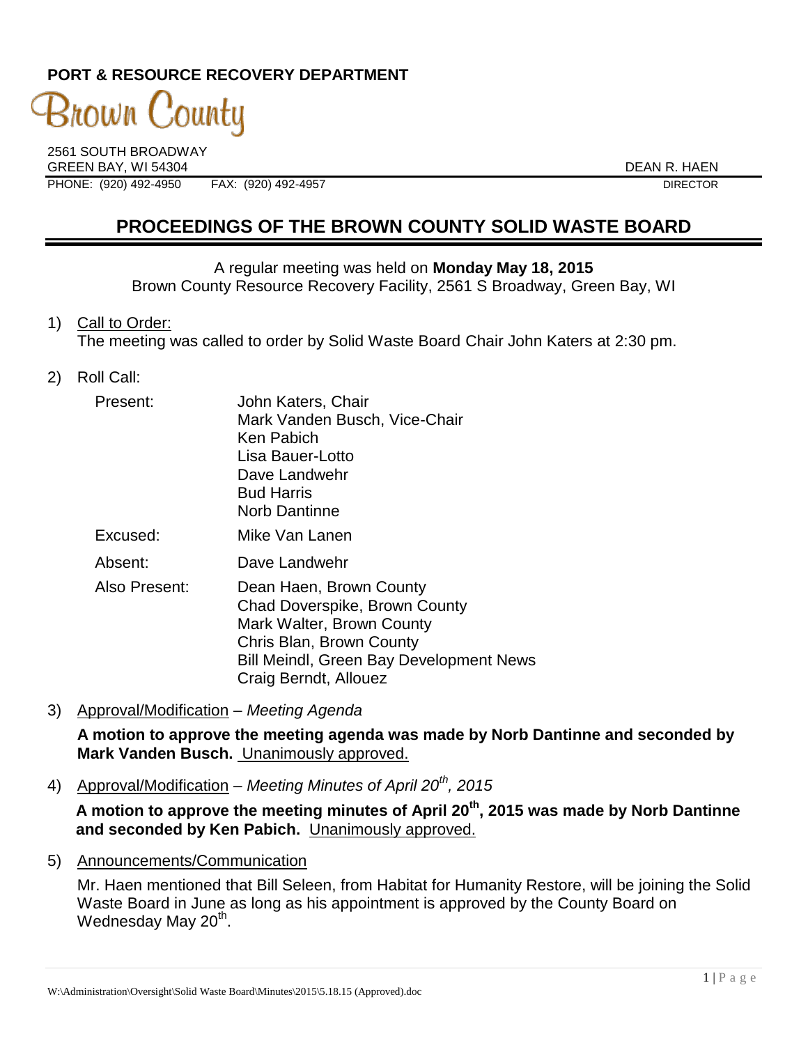**PORT & RESOURCE RECOVERY DEPARTMENT**

# Brown County

2561 SOUTH BROADWAY
GREEN BAY, WI 54304
PHONE: (920) 492-4950    FAX: (920) 492-4957

DEAN R. HAEN
DIRECTOR

## PROCEEDINGS OF THE BROWN COUNTY SOLID WASTE BOARD

A regular meeting was held on **Monday May 18, 2015**
Brown County Resource Recovery Facility, 2561 S Broadway, Green Bay, WI

1) Call to Order:
   The meeting was called to order by Solid Waste Board Chair John Katers at 2:30 pm.

2) Roll Call:

   Present: John Katers, Chair
   Mark Vanden Busch, Vice-Chair
   Ken Pabich
   Lisa Bauer-Lotto
   Dave Landwehr
   Bud Harris
   Norb Dantinne

   Excused: Mike Van Lanen

   Absent: Dave Landwehr

   Also Present: Dean Haen, Brown County
   Chad Doverspike, Brown County
   Mark Walter, Brown County
   Chris Blan, Brown County
   Bill Meindl, Green Bay Development News
   Craig Berndt, Allouez

3) Approval/Modification – *Meeting Agenda*

   **A motion to approve the meeting agenda was made by Norb Dantinne and seconded by Mark Vanden Busch.** Unanimously approved.

4) Approval/Modification – *Meeting Minutes of April 20th, 2015*

   **A motion to approve the meeting minutes of April 20th, 2015 was made by Norb Dantinne and seconded by Ken Pabich.** Unanimously approved.

5) Announcements/Communication

   Mr. Haen mentioned that Bill Seleen, from Habitat for Humanity Restore, will be joining the Solid Waste Board in June as long as his appointment is approved by the County Board on Wednesday May 20th.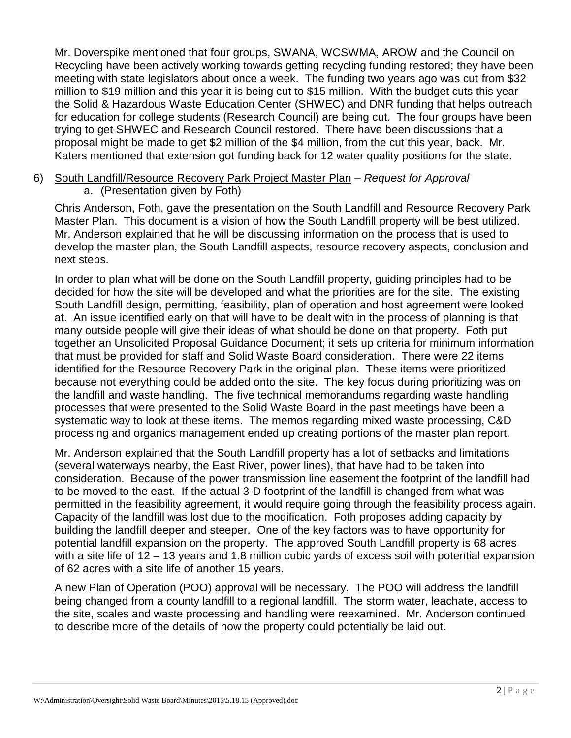Mr. Doverspike mentioned that four groups, SWANA, WCSWMA, AROW and the Council on Recycling have been actively working towards getting recycling funding restored; they have been meeting with state legislators about once a week. The funding two years ago was cut from $32 million to $19 million and this year it is being cut to $15 million. With the budget cuts this year the Solid & Hazardous Waste Education Center (SHWEC) and DNR funding that helps outreach for education for college students (Research Council) are being cut. The four groups have been trying to get SHWEC and Research Council restored. There have been discussions that a proposal might be made to get $2 million of the $4 million, from the cut this year, back. Mr. Katers mentioned that extension got funding back for 12 water quality positions for the state.

6) <u>South Landfill/Resource Recovery Park Project Master Plan</u> – *Request for Approval*
   a. (Presentation given by Foth)

Chris Anderson, Foth, gave the presentation on the South Landfill and Resource Recovery Park Master Plan. This document is a vision of how the South Landfill property will be best utilized. Mr. Anderson explained that he will be discussing information on the process that is used to develop the master plan, the South Landfill aspects, resource recovery aspects, conclusion and next steps.

In order to plan what will be done on the South Landfill property, guiding principles had to be decided for how the site will be developed and what the priorities are for the site. The existing South Landfill design, permitting, feasibility, plan of operation and host agreement were looked at. An issue identified early on that will have to be dealt with in the process of planning is that many outside people will give their ideas of what should be done on that property. Foth put together an Unsolicited Proposal Guidance Document; it sets up criteria for minimum information that must be provided for staff and Solid Waste Board consideration. There were 22 items identified for the Resource Recovery Park in the original plan. These items were prioritized because not everything could be added onto the site. The key focus during prioritizing was on the landfill and waste handling. The five technical memorandums regarding waste handling processes that were presented to the Solid Waste Board in the past meetings have been a systematic way to look at these items. The memos regarding mixed waste processing, C&D processing and organics management ended up creating portions of the master plan report.

Mr. Anderson explained that the South Landfill property has a lot of setbacks and limitations (several waterways nearby, the East River, power lines), that have had to be taken into consideration. Because of the power transmission line easement the footprint of the landfill had to be moved to the east. If the actual 3-D footprint of the landfill is changed from what was permitted in the feasibility agreement, it would require going through the feasibility process again. Capacity of the landfill was lost due to the modification. Foth proposes adding capacity by building the landfill deeper and steeper. One of the key factors was to have opportunity for potential landfill expansion on the property. The approved South Landfill property is 68 acres with a site life of 12 – 13 years and 1.8 million cubic yards of excess soil with potential expansion of 62 acres with a site life of another 15 years.

A new Plan of Operation (POO) approval will be necessary. The POO will address the landfill being changed from a county landfill to a regional landfill. The storm water, leachate, access to the site, scales and waste processing and handling were reexamined. Mr. Anderson continued to describe more of the details of how the property could potentially be laid out.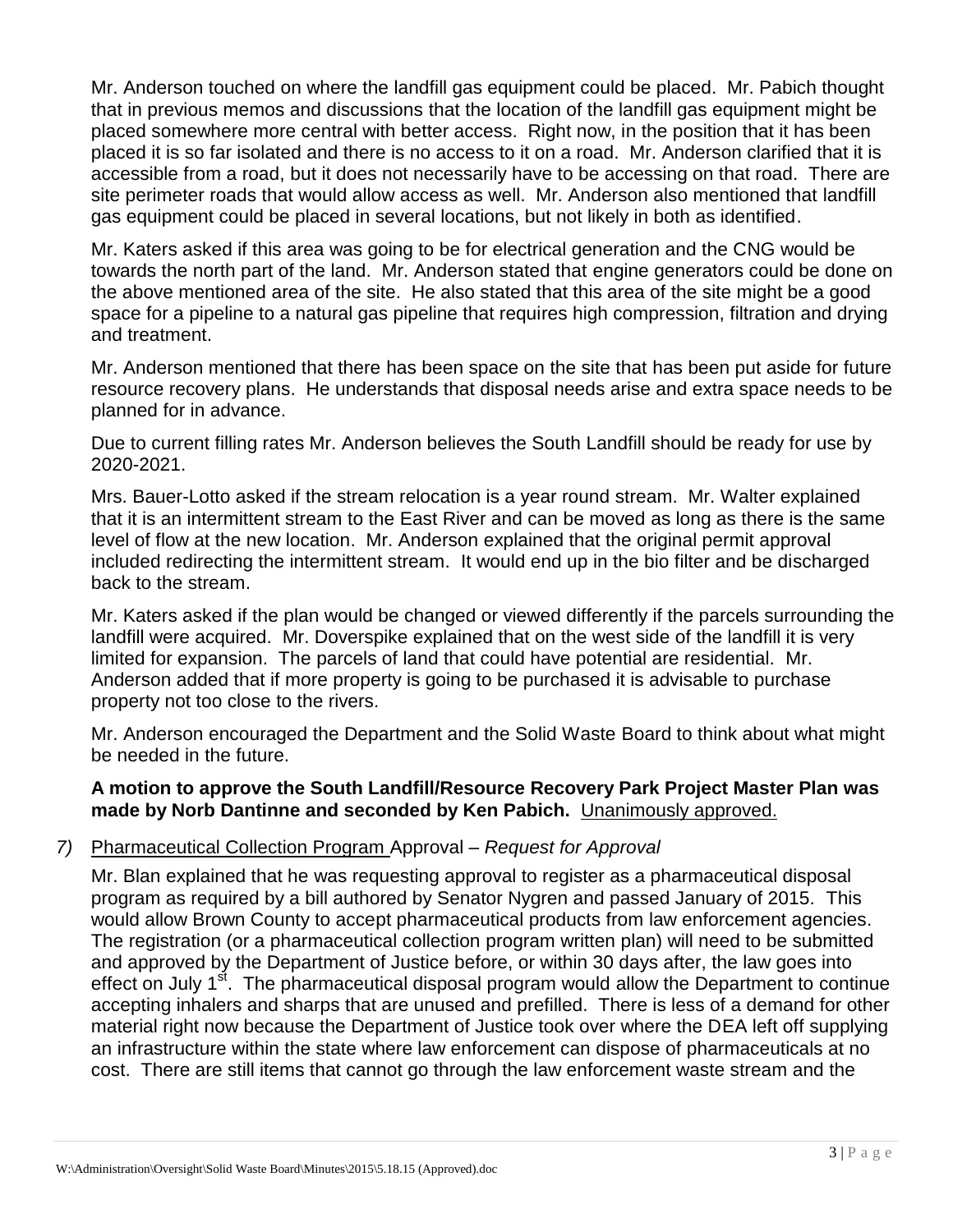Mr. Anderson touched on where the landfill gas equipment could be placed. Mr. Pabich thought that in previous memos and discussions that the location of the landfill gas equipment might be placed somewhere more central with better access. Right now, in the position that it has been placed it is so far isolated and there is no access to it on a road. Mr. Anderson clarified that it is accessible from a road, but it does not necessarily have to be accessing on that road. There are site perimeter roads that would allow access as well. Mr. Anderson also mentioned that landfill gas equipment could be placed in several locations, but not likely in both as identified.

Mr. Katers asked if this area was going to be for electrical generation and the CNG would be towards the north part of the land. Mr. Anderson stated that engine generators could be done on the above mentioned area of the site. He also stated that this area of the site might be a good space for a pipeline to a natural gas pipeline that requires high compression, filtration and drying and treatment.

Mr. Anderson mentioned that there has been space on the site that has been put aside for future resource recovery plans. He understands that disposal needs arise and extra space needs to be planned for in advance.

Due to current filling rates Mr. Anderson believes the South Landfill should be ready for use by 2020-2021.

Mrs. Bauer-Lotto asked if the stream relocation is a year round stream. Mr. Walter explained that it is an intermittent stream to the East River and can be moved as long as there is the same level of flow at the new location. Mr. Anderson explained that the original permit approval included redirecting the intermittent stream. It would end up in the bio filter and be discharged back to the stream.

Mr. Katers asked if the plan would be changed or viewed differently if the parcels surrounding the landfill were acquired. Mr. Doverspike explained that on the west side of the landfill it is very limited for expansion. The parcels of land that could have potential are residential. Mr. Anderson added that if more property is going to be purchased it is advisable to purchase property not too close to the rivers.

Mr. Anderson encouraged the Department and the Solid Waste Board to think about what might be needed in the future.

**A motion to approve the South Landfill/Resource Recovery Park Project Master Plan was made by Norb Dantinne and seconded by Ken Pabich.** Unanimously approved.

*7)* Pharmaceutical Collection Program Approval – *Request for Approval*

Mr. Blan explained that he was requesting approval to register as a pharmaceutical disposal program as required by a bill authored by Senator Nygren and passed January of 2015. This would allow Brown County to accept pharmaceutical products from law enforcement agencies. The registration (or a pharmaceutical collection program written plan) will need to be submitted and approved by the Department of Justice before, or within 30 days after, the law goes into effect on July 1st. The pharmaceutical disposal program would allow the Department to continue accepting inhalers and sharps that are unused and prefilled. There is less of a demand for other material right now because the Department of Justice took over where the DEA left off supplying an infrastructure within the state where law enforcement can dispose of pharmaceuticals at no cost. There are still items that cannot go through the law enforcement waste stream and the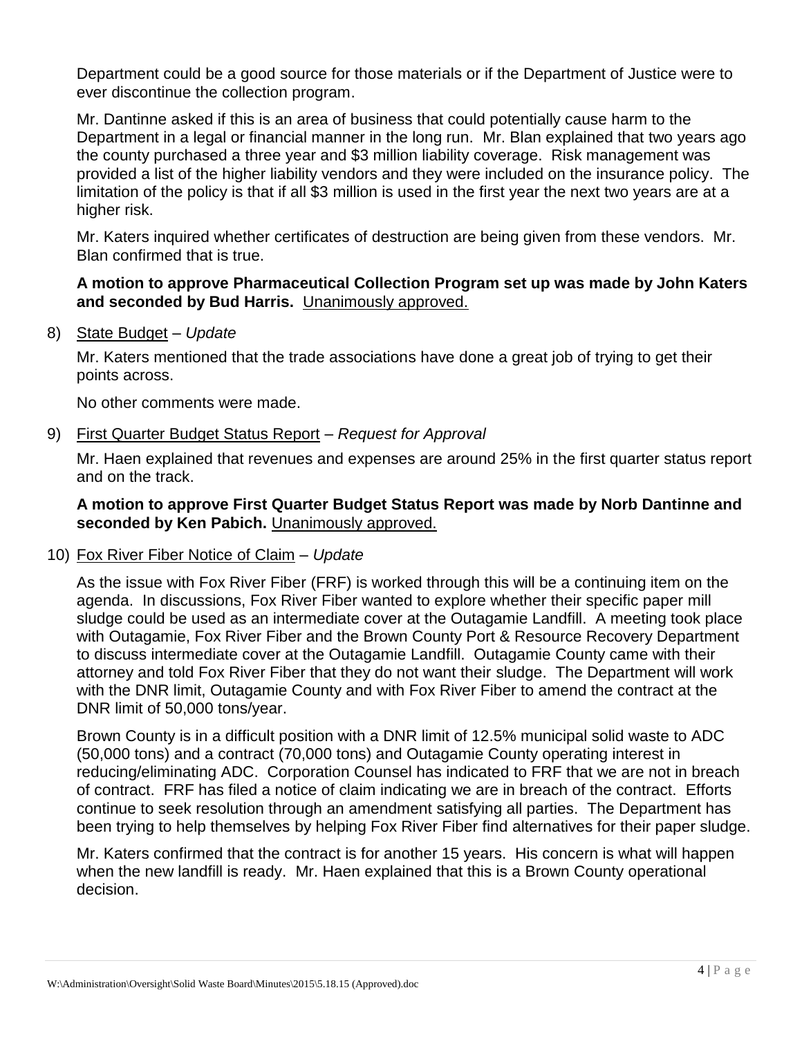Department could be a good source for those materials or if the Department of Justice were to ever discontinue the collection program.

Mr. Dantinne asked if this is an area of business that could potentially cause harm to the Department in a legal or financial manner in the long run. Mr. Blan explained that two years ago the county purchased a three year and $3 million liability coverage. Risk management was provided a list of the higher liability vendors and they were included on the insurance policy. The limitation of the policy is that if all $3 million is used in the first year the next two years are at a higher risk.

Mr. Katers inquired whether certificates of destruction are being given from these vendors. Mr. Blan confirmed that is true.

**A motion to approve Pharmaceutical Collection Program set up was made by John Katers and seconded by Bud Harris.** Unanimously approved.

8) State Budget – *Update*

Mr. Katers mentioned that the trade associations have done a great job of trying to get their points across.

No other comments were made.

9) First Quarter Budget Status Report – *Request for Approval*

Mr. Haen explained that revenues and expenses are around 25% in the first quarter status report and on the track.

**A motion to approve First Quarter Budget Status Report was made by Norb Dantinne and seconded by Ken Pabich.** Unanimously approved.

10) Fox River Fiber Notice of Claim – *Update*

As the issue with Fox River Fiber (FRF) is worked through this will be a continuing item on the agenda. In discussions, Fox River Fiber wanted to explore whether their specific paper mill sludge could be used as an intermediate cover at the Outagamie Landfill. A meeting took place with Outagamie, Fox River Fiber and the Brown County Port & Resource Recovery Department to discuss intermediate cover at the Outagamie Landfill. Outagamie County came with their attorney and told Fox River Fiber that they do not want their sludge. The Department will work with the DNR limit, Outagamie County and with Fox River Fiber to amend the contract at the DNR limit of 50,000 tons/year.

Brown County is in a difficult position with a DNR limit of 12.5% municipal solid waste to ADC (50,000 tons) and a contract (70,000 tons) and Outagamie County operating interest in reducing/eliminating ADC. Corporation Counsel has indicated to FRF that we are not in breach of contract. FRF has filed a notice of claim indicating we are in breach of the contract. Efforts continue to seek resolution through an amendment satisfying all parties. The Department has been trying to help themselves by helping Fox River Fiber find alternatives for their paper sludge.

Mr. Katers confirmed that the contract is for another 15 years. His concern is what will happen when the new landfill is ready. Mr. Haen explained that this is a Brown County operational decision.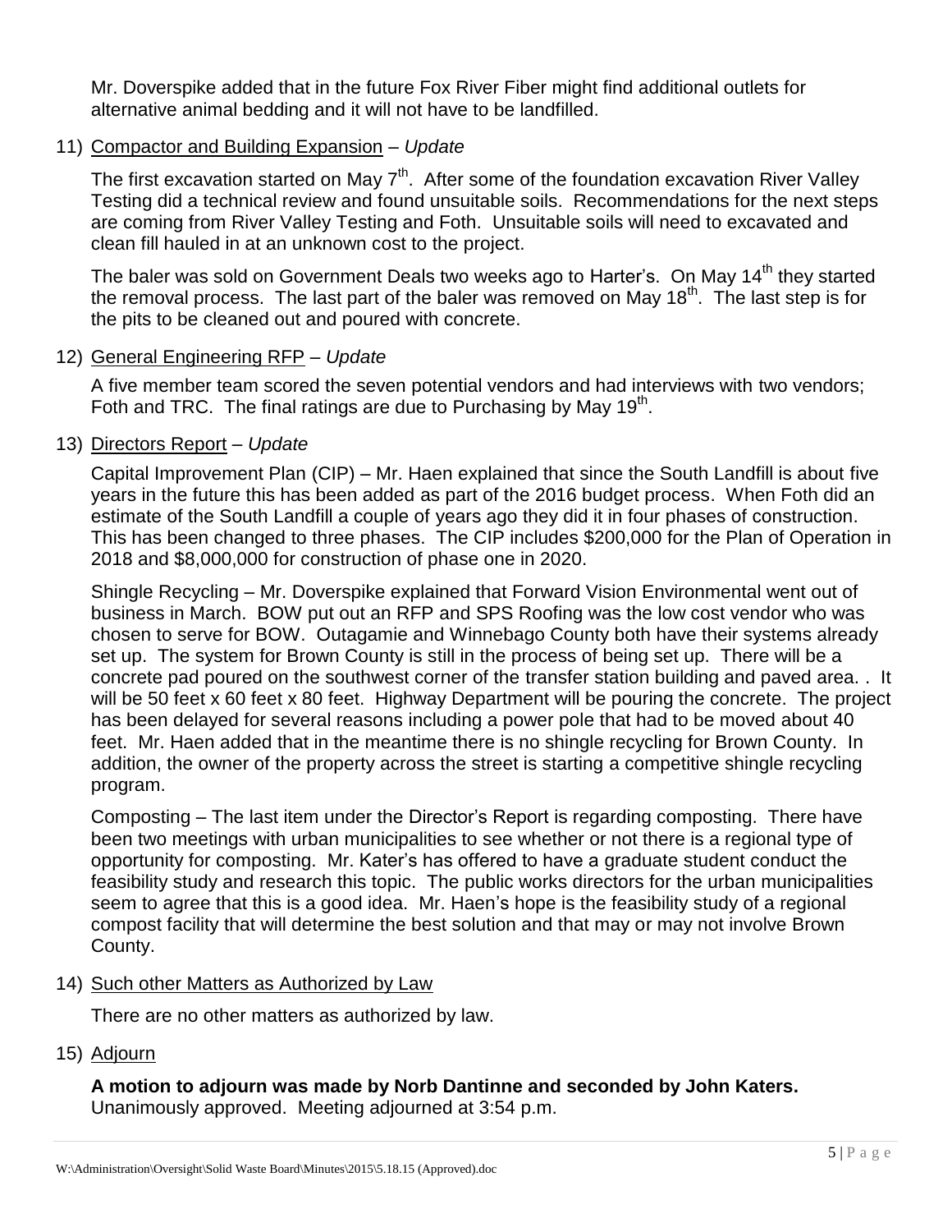Mr. Doverspike added that in the future Fox River Fiber might find additional outlets for alternative animal bedding and it will not have to be landfilled.

11) Compactor and Building Expansion – *Update*

The first excavation started on May 7th. After some of the foundation excavation River Valley Testing did a technical review and found unsuitable soils. Recommendations for the next steps are coming from River Valley Testing and Foth. Unsuitable soils will need to excavated and clean fill hauled in at an unknown cost to the project.

The baler was sold on Government Deals two weeks ago to Harter's. On May 14th they started the removal process. The last part of the baler was removed on May 18th. The last step is for the pits to be cleaned out and poured with concrete.

12) General Engineering RFP – *Update*

A five member team scored the seven potential vendors and had interviews with two vendors; Foth and TRC. The final ratings are due to Purchasing by May 19th.

13) Directors Report – *Update*

Capital Improvement Plan (CIP) – Mr. Haen explained that since the South Landfill is about five years in the future this has been added as part of the 2016 budget process. When Foth did an estimate of the South Landfill a couple of years ago they did it in four phases of construction. This has been changed to three phases. The CIP includes $200,000 for the Plan of Operation in 2018 and $8,000,000 for construction of phase one in 2020.

Shingle Recycling – Mr. Doverspike explained that Forward Vision Environmental went out of business in March. BOW put out an RFP and SPS Roofing was the low cost vendor who was chosen to serve for BOW. Outagamie and Winnebago County both have their systems already set up. The system for Brown County is still in the process of being set up. There will be a concrete pad poured on the southwest corner of the transfer station building and paved area. . It will be 50 feet x 60 feet x 80 feet. Highway Department will be pouring the concrete. The project has been delayed for several reasons including a power pole that had to be moved about 40 feet. Mr. Haen added that in the meantime there is no shingle recycling for Brown County. In addition, the owner of the property across the street is starting a competitive shingle recycling program.

Composting – The last item under the Director's Report is regarding composting. There have been two meetings with urban municipalities to see whether or not there is a regional type of opportunity for composting. Mr. Kater's has offered to have a graduate student conduct the feasibility study and research this topic. The public works directors for the urban municipalities seem to agree that this is a good idea. Mr. Haen's hope is the feasibility study of a regional compost facility that will determine the best solution and that may or may not involve Brown County.

14) Such other Matters as Authorized by Law

There are no other matters as authorized by law.

15) Adjourn

**A motion to adjourn was made by Norb Dantinne and seconded by John Katers.** Unanimously approved. Meeting adjourned at 3:54 p.m.

W:\Administration\Oversight\Solid Waste Board\Minutes\2015\5.18.15 (Approved).doc